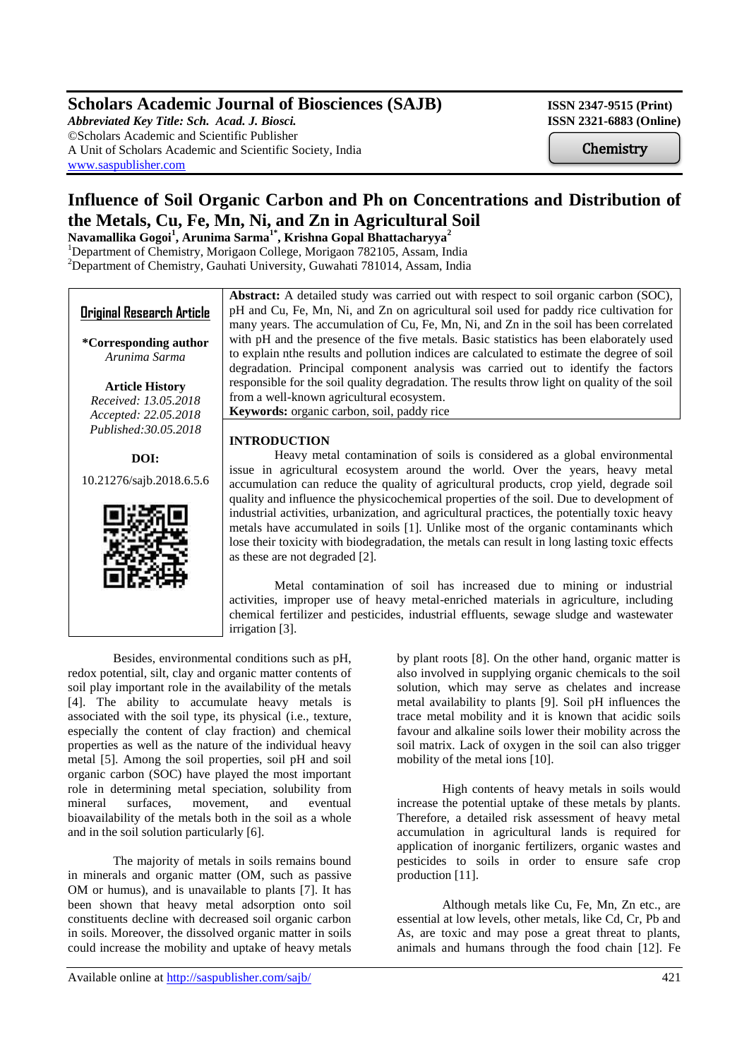# Influence of Soil Organic Carbon and Ph on Concentrations and Distribution of the Metals, Cu, Fe, Mn, Ni, and Zn in Agricultural Soil

**Navamallika Gogoi[1], Arunima Sarma[1*], Krishna Gopal Bhattacharyya[2]**

[1]Department of Chemistry, Morigaon College, Morigaon 782105, Assam, India
[2]Department of Chemistry, Gauhati University, Guwahati 781014, Assam, India

**Original Research Article**

**\*Corresponding author**
*Arunima Sarma*

**Article History**
*Received: 13.05.2018*
*Accepted: 22.05.2018*
*Published:30.05.2018*

**DOI:**
10.21276/sajb.2018.6.5.6

**Abstract:** A detailed study was carried out with respect to soil organic carbon (SOC), pH and Cu, Fe, Mn, Ni, and Zn on agricultural soil used for paddy rice cultivation for many years. The accumulation of Cu, Fe, Mn, Ni, and Zn in the soil has been correlated with pH and the presence of the five metals. Basic statistics has been elaborately used to explain nthe results and pollution indices are calculated to estimate the degree of soil degradation. Principal component analysis was carried out to identify the factors responsible for the soil quality degradation. The results throw light on quality of the soil from a well-known agricultural ecosystem.

**Keywords:** organic carbon, soil, paddy rice

## INTRODUCTION

Heavy metal contamination of soils is considered as a global environmental issue in agricultural ecosystem around the world. Over the years, heavy metal accumulation can reduce the quality of agricultural products, crop yield, degrade soil quality and influence the physicochemical properties of the soil. Due to development of industrial activities, urbanization, and agricultural practices, the potentially toxic heavy metals have accumulated in soils [1]. Unlike most of the organic contaminants which lose their toxicity with biodegradation, the metals can result in long lasting toxic effects as these are not degraded [2].

Metal contamination of soil has increased due to mining or industrial activities, improper use of heavy metal-enriched materials in agriculture, including chemical fertilizer and pesticides, industrial effluents, sewage sludge and wastewater irrigation [3].

Besides, environmental conditions such as pH, redox potential, silt, clay and organic matter contents of soil play important role in the availability of the metals [4]. The ability to accumulate heavy metals is associated with the soil type, its physical (i.e., texture, especially the content of clay fraction) and chemical properties as well as the nature of the individual heavy metal [5]. Among the soil properties, soil pH and soil organic carbon (SOC) have played the most important role in determining metal speciation, solubility from mineral surfaces, movement, and eventual bioavailability of the metals both in the soil as a whole and in the soil solution particularly [6].

The majority of metals in soils remains bound in minerals and organic matter (OM, such as passive OM or humus), and is unavailable to plants [7]. It has been shown that heavy metal adsorption onto soil constituents decline with decreased soil organic carbon in soils. Moreover, the dissolved organic matter in soils could increase the mobility and uptake of heavy metals by plant roots [8]. On the other hand, organic matter is also involved in supplying organic chemicals to the soil solution, which may serve as chelates and increase metal availability to plants [9]. Soil pH influences the trace metal mobility and it is known that acidic soils favour and alkaline soils lower their mobility across the soil matrix. Lack of oxygen in the soil can also trigger mobility of the metal ions [10].

High contents of heavy metals in soils would increase the potential uptake of these metals by plants. Therefore, a detailed risk assessment of heavy metal accumulation in agricultural lands is required for application of inorganic fertilizers, organic wastes and pesticides to soils in order to ensure safe crop production [11].

Although metals like Cu, Fe, Mn, Zn etc., are essential at low levels, other metals, like Cd, Cr, Pb and As, are toxic and may pose a great threat to plants, animals and humans through the food chain [12]. Fe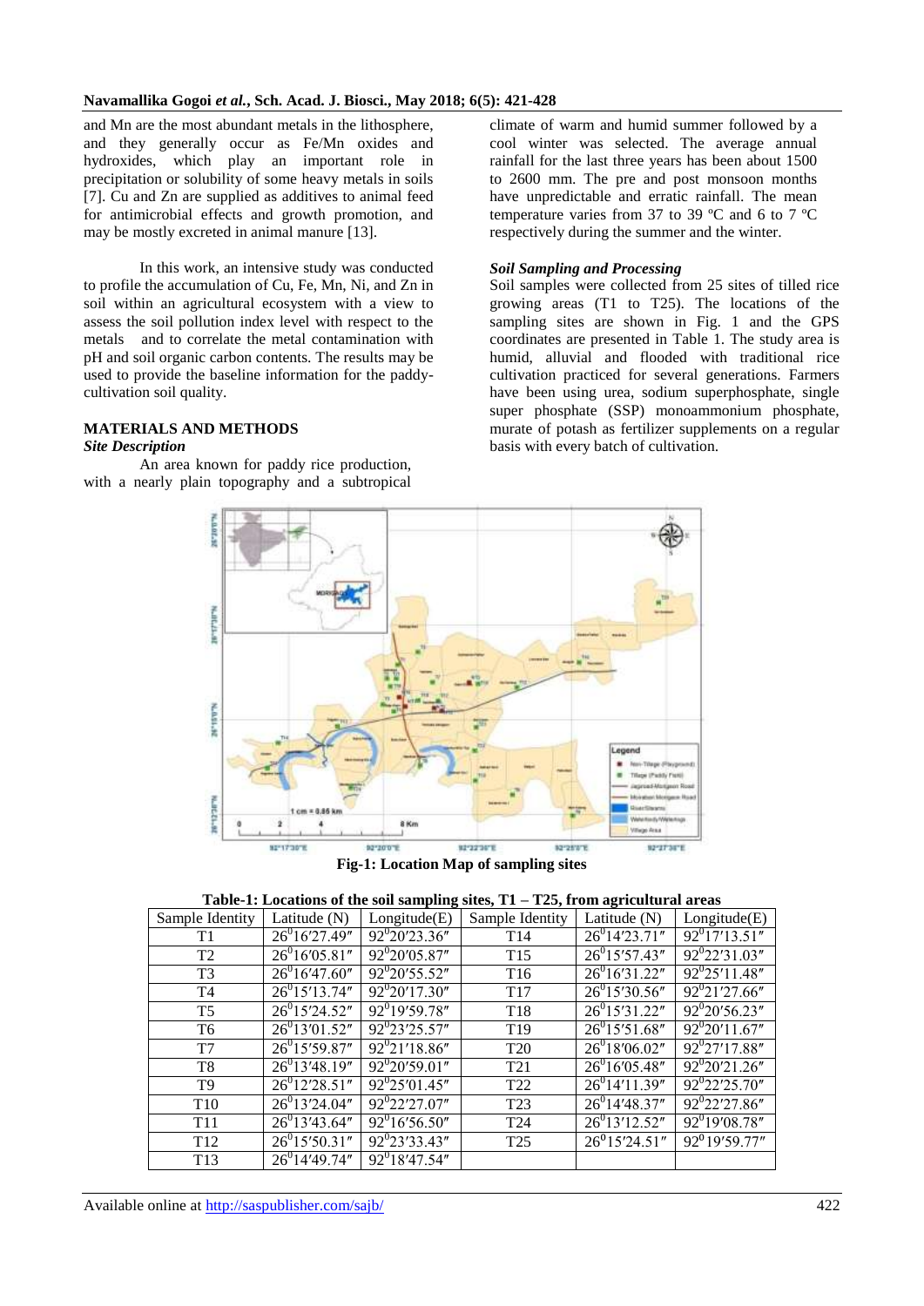and Mn are the most abundant metals in the lithosphere, and they generally occur as Fe/Mn oxides and hydroxides, which play an important role in precipitation or solubility of some heavy metals in soils [7]. Cu and Zn are supplied as additives to animal feed for antimicrobial effects and growth promotion, and may be mostly excreted in animal manure [13].

In this work, an intensive study was conducted to profile the accumulation of Cu, Fe, Mn, Ni, and Zn in soil within an agricultural ecosystem with a view to assess the soil pollution index level with respect to the metals and to correlate the metal contamination with pH and soil organic carbon contents. The results may be used to provide the baseline information for the paddy-cultivation soil quality.

## MATERIALS AND METHODS

### *Site Description*

An area known for paddy rice production, with a nearly plain topography and a subtropical climate of warm and humid summer followed by a cool winter was selected. The average annual rainfall for the last three years has been about 1500 to 2600 mm. The pre and post monsoon months have unpredictable and erratic rainfall. The mean temperature varies from 37 to 39 ºC and 6 to 7 ºC respectively during the summer and the winter.

### *Soil Sampling and Processing*

Soil samples were collected from 25 sites of tilled rice growing areas (T1 to T25). The locations of the sampling sites are shown in Fig. 1 and the GPS coordinates are presented in Table 1. The study area is humid, alluvial and flooded with traditional rice cultivation practiced for several generations. Farmers have been using urea, sodium superphosphate, single super phosphate (SSP) monoammonium phosphate, murate of potash as fertilizer supplements on a regular basis with every batch of cultivation.

**Fig-1: Location Map of sampling sites**

**Table-1: Locations of the soil sampling sites, T1 – T25, from agricultural areas**

| Sample Identity | Latitude (N) | Longitude(E) | Sample Identity | Latitude (N) | Longitude(E) |
|---|---|---|---|---|---|
| T1 | 26$^0$16′27.49″ | 92$^0$20′23.36″ | T14 | 26$^0$14′23.71″ | 92$^0$17′13.51″ |
| T2 | 26$^0$16′05.81″ | 92$^0$20′05.87″ | T15 | 26$^0$15′57.43″ | 92$^0$22′31.03″ |
| T3 | 26$^0$16′47.60″ | 92$^0$20′55.52″ | T16 | 26$^0$16′31.22″ | 92$^0$25′11.48″ |
| T4 | 26$^0$15′13.74″ | 92$^0$20′17.30″ | T17 | 26$^0$15′30.56″ | 92$^0$21′27.66″ |
| T5 | 26$^0$15′24.52″ | 92$^0$19′59.78″ | T18 | 26$^0$15′31.22″ | 92$^0$20′56.23″ |
| T6 | 26$^0$13′01.52″ | 92$^0$23′25.57″ | T19 | 26$^0$15′51.68″ | 92$^0$20′11.67″ |
| T7 | 26$^0$15′59.87″ | 92$^0$21′18.86″ | T20 | 26$^0$18′06.02″ | 92$^0$27′17.88″ |
| T8 | 26$^0$13′48.19″ | 92$^0$20′59.01″ | T21 | 26$^0$16′05.48″ | 92$^0$20′21.26″ |
| T9 | 26$^0$12′28.51″ | 92$^0$25′01.45″ | T22 | 26$^0$14′11.39″ | 92$^0$22′25.70″ |
| T10 | 26$^0$13′24.04″ | 92$^0$22′27.07″ | T23 | 26$^0$14′48.37″ | 92$^0$22′27.86″ |
| T11 | 26$^0$13′43.64″ | 92$^0$16′56.50″ | T24 | 26$^0$13′12.52″ | 92$^0$19′08.78″ |
| T12 | 26$^0$15′50.31″ | 92$^0$23′33.43″ | T25 | 26$^0$15′24.51″ | 92$^0$19′59.77″ |
| T13 | 26$^0$14′49.74″ | 92$^0$18′47.54″ | | | |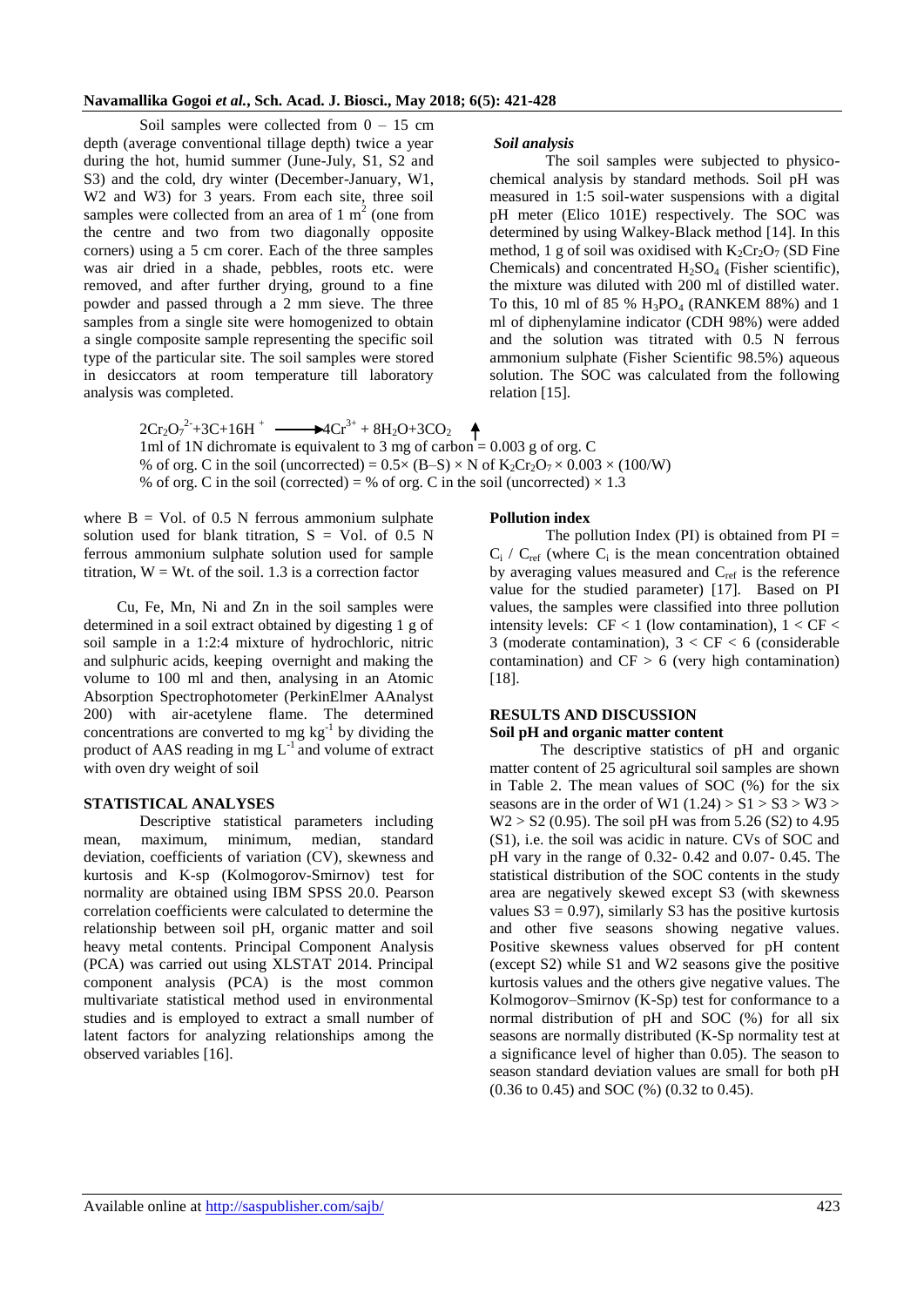Soil samples were collected from 0 – 15 cm depth (average conventional tillage depth) twice a year during the hot, humid summer (June-July, S1, S2 and S3) and the cold, dry winter (December-January, W1, W2 and W3) for 3 years. From each site, three soil samples were collected from an area of 1 $m^2$ (one from the centre and two from two diagonally opposite corners) using a 5 cm corer. Each of the three samples was air dried in a shade, pebbles, roots etc. were removed, and after further drying, ground to a fine powder and passed through a 2 mm sieve. The three samples from a single site were homogenized to obtain a single composite sample representing the specific soil type of the particular site. The soil samples were stored in desiccators at room temperature till laboratory analysis was completed.

### *Soil analysis*

The soil samples were subjected to physico-chemical analysis by standard methods. Soil pH was measured in 1:5 soil-water suspensions with a digital pH meter (Elico 101E) respectively. The SOC was determined by using Walkey-Black method [14]. In this method, 1 g of soil was oxidised with $K_2Cr_2O_7$ (SD Fine Chemicals) and concentrated $H_2SO_4$ (Fisher scientific), the mixture was diluted with 200 ml of distilled water. To this, 10 ml of 85 % $H_3PO_4$ (RANKEM 88%) and 1 ml of diphenylamine indicator (CDH 98%) were added and the solution was titrated with 0.5 N ferrous ammonium sulphate (Fisher Scientific 98.5%) aqueous solution. The SOC was calculated from the following relation [15].

$$2Cr_2O_7^{2-} + 3C + 16H^+ \longrightarrow 4Cr^{3+} + 8H_2O + 3CO_2 \uparrow$$

1ml of 1N dichromate is equivalent to 3 mg of carbon = 0.003 g of org. C

$$\text{\% of org. C in the soil (uncorrected)} = 0.5 \times (B - S) \times N \text{ of } K_2Cr_2O_7 \times 0.003 \times (100/W)$$

$$\text{\% of org. C in the soil (corrected)} = \text{\% of org. C in the soil (uncorrected)} \times 1.3$$

where B = Vol. of 0.5 N ferrous ammonium sulphate solution used for blank titration, S = Vol. of 0.5 N ferrous ammonium sulphate solution used for sample titration, W = Wt. of the soil. 1.3 is a correction factor

Cu, Fe, Mn, Ni and Zn in the soil samples were determined in a soil extract obtained by digesting 1 g of soil sample in a 1:2:4 mixture of hydrochloric, nitric and sulphuric acids, keeping overnight and making the volume to 100 ml and then, analysing in an Atomic Absorption Spectrophotometer (PerkinElmer AAnalyst 200) with air-acetylene flame. The determined concentrations are converted to mg $kg^{-1}$ by dividing the product of AAS reading in mg $L^{-1}$ and volume of extract with oven dry weight of soil

## STATISTICAL ANALYSES

Descriptive statistical parameters including mean, maximum, minimum, median, standard deviation, coefficients of variation (CV), skewness and kurtosis and K-sp (Kolmogorov-Smirnov) test for normality are obtained using IBM SPSS 20.0. Pearson correlation coefficients were calculated to determine the relationship between soil pH, organic matter and soil heavy metal contents. Principal Component Analysis (PCA) was carried out using XLSTAT 2014. Principal component analysis (PCA) is the most common multivariate statistical method used in environmental studies and is employed to extract a small number of latent factors for analyzing relationships among the observed variables [16].

### Pollution index

The pollution Index (PI) is obtained from PI = $C_i$ / $C_{ref}$ (where $C_i$ is the mean concentration obtained by averaging values measured and $C_{ref}$ is the reference value for the studied parameter) [17]. Based on PI values, the samples were classified into three pollution intensity levels: CF < 1 (low contamination), 1 < CF < 3 (moderate contamination), 3 < CF < 6 (considerable contamination) and CF > 6 (very high contamination) [18].

## RESULTS AND DISCUSSION

### Soil pH and organic matter content

The descriptive statistics of pH and organic matter content of 25 agricultural soil samples are shown in Table 2. The mean values of SOC (%) for the six seasons are in the order of W1 (1.24) > S1 > S3 > W3 > W2 > S2 (0.95). The soil pH was from 5.26 (S2) to 4.95 (S1), i.e. the soil was acidic in nature. CVs of SOC and pH vary in the range of 0.32- 0.42 and 0.07- 0.45. The statistical distribution of the SOC contents in the study area are negatively skewed except S3 (with skewness values S3 = 0.97), similarly S3 has the positive kurtosis and other five seasons showing negative values. Positive skewness values observed for pH content (except S2) while S1 and W2 seasons give the positive kurtosis values and the others give negative values. The Kolmogorov–Smirnov (K-Sp) test for conformance to a normal distribution of pH and SOC (%) for all six seasons are normally distributed (K-Sp normality test at a significance level of higher than 0.05). The season to season standard deviation values are small for both pH (0.36 to 0.45) and SOC (%) (0.32 to 0.45).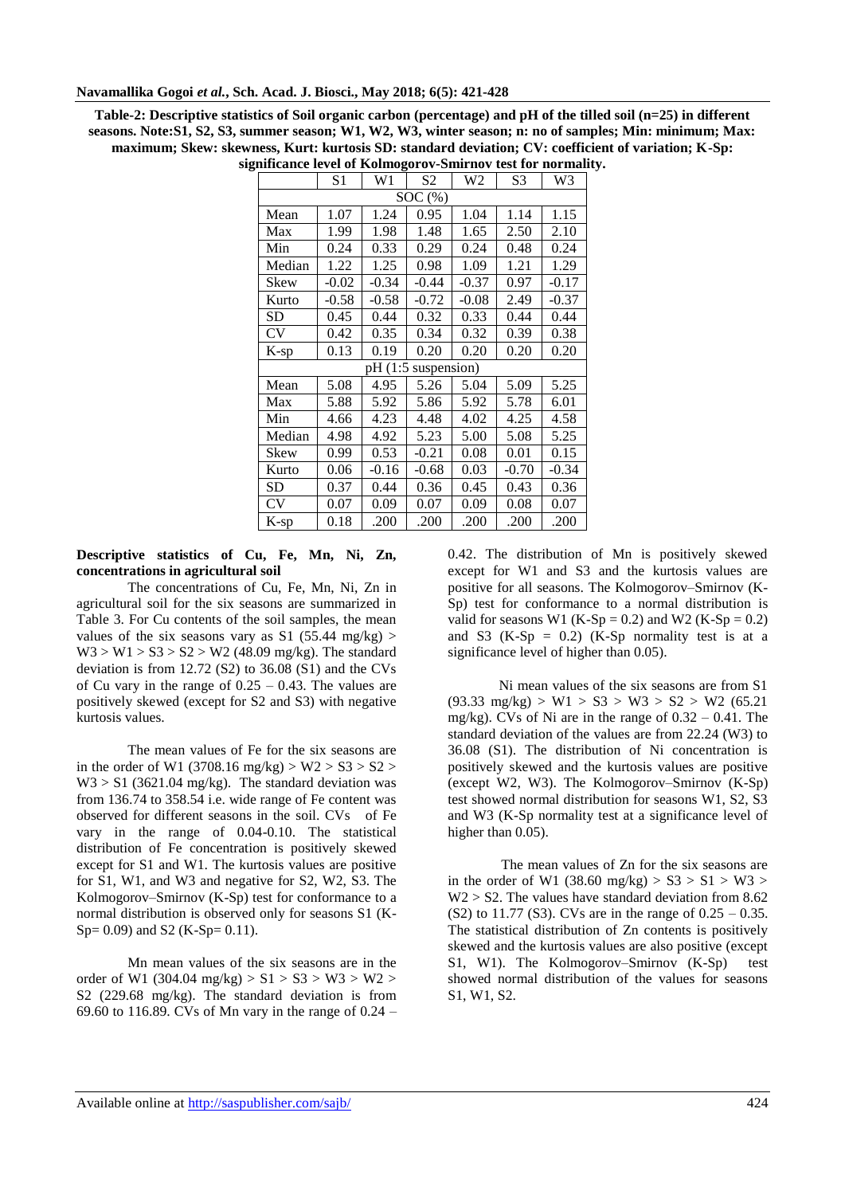**Table-2: Descriptive statistics of Soil organic carbon (percentage) and pH of the tilled soil (n=25) in different seasons. Note:S1, S2, S3, summer season; W1, W2, W3, winter season; n: no of samples; Min: minimum; Max: maximum; Skew: skewness, Kurt: kurtosis SD: standard deviation; CV: coefficient of variation; K-Sp: significance level of Kolmogorov-Smirnov test for normality.**

| | S1 | W1 | S2 | W2 | S3 | W3 |
|---|---|---|---|---|---|---|
| SOC (%) | | | | | | |
| Mean | 1.07 | 1.24 | 0.95 | 1.04 | 1.14 | 1.15 |
| Max | 1.99 | 1.98 | 1.48 | 1.65 | 2.50 | 2.10 |
| Min | 0.24 | 0.33 | 0.29 | 0.24 | 0.48 | 0.24 |
| Median | 1.22 | 1.25 | 0.98 | 1.09 | 1.21 | 1.29 |
| Skew | -0.02 | -0.34 | -0.44 | -0.37 | 0.97 | -0.17 |
| Kurto | -0.58 | -0.58 | -0.72 | -0.08 | 2.49 | -0.37 |
| SD | 0.45 | 0.44 | 0.32 | 0.33 | 0.44 | 0.44 |
| CV | 0.42 | 0.35 | 0.34 | 0.32 | 0.39 | 0.38 |
| K-sp | 0.13 | 0.19 | 0.20 | 0.20 | 0.20 | 0.20 |
| pH (1:5 suspension) | | | | | | |
| Mean | 5.08 | 4.95 | 5.26 | 5.04 | 5.09 | 5.25 |
| Max | 5.88 | 5.92 | 5.86 | 5.92 | 5.78 | 6.01 |
| Min | 4.66 | 4.23 | 4.48 | 4.02 | 4.25 | 4.58 |
| Median | 4.98 | 4.92 | 5.23 | 5.00 | 5.08 | 5.25 |
| Skew | 0.99 | 0.53 | -0.21 | 0.08 | 0.01 | 0.15 |
| Kurto | 0.06 | -0.16 | -0.68 | 0.03 | -0.70 | -0.34 |
| SD | 0.37 | 0.44 | 0.36 | 0.45 | 0.43 | 0.36 |
| CV | 0.07 | 0.09 | 0.07 | 0.09 | 0.08 | 0.07 |
| K-sp | 0.18 | .200 | .200 | .200 | .200 | .200 |

**Descriptive statistics of Cu, Fe, Mn, Ni, Zn, concentrations in agricultural soil**

The concentrations of Cu, Fe, Mn, Ni, Zn in agricultural soil for the six seasons are summarized in Table 3. For Cu contents of the soil samples, the mean values of the six seasons vary as S1 (55.44 mg/kg) > W3 > W1 > S3 > S2 > W2 (48.09 mg/kg). The standard deviation is from 12.72 (S2) to 36.08 (S1) and the CVs of Cu vary in the range of 0.25 – 0.43. The values are positively skewed (except for S2 and S3) with negative kurtosis values.

The mean values of Fe for the six seasons are in the order of W1 (3708.16 mg/kg) > W2 > S3 > S2 > W3 > S1 (3621.04 mg/kg). The standard deviation was from 136.74 to 358.54 i.e. wide range of Fe content was observed for different seasons in the soil. CVs of Fe vary in the range of 0.04-0.10. The statistical distribution of Fe concentration is positively skewed except for S1 and W1. The kurtosis values are positive for S1, W1, and W3 and negative for S2, W2, S3. The Kolmogorov–Smirnov (K-Sp) test for conformance to a normal distribution is observed only for seasons S1 (K-Sp= 0.09) and S2 (K-Sp= 0.11).

Mn mean values of the six seasons are in the order of W1 (304.04 mg/kg) > S1 > S3 > W3 > W2 > S2 (229.68 mg/kg). The standard deviation is from 69.60 to 116.89. CVs of Mn vary in the range of 0.24 – 0.42. The distribution of Mn is positively skewed except for W1 and S3 and the kurtosis values are positive for all seasons. The Kolmogorov–Smirnov (K-Sp) test for conformance to a normal distribution is valid for seasons W1 (K-Sp = 0.2) and W2 (K-Sp = 0.2) and S3 (K-Sp = 0.2) (K-Sp normality test is at a significance level of higher than 0.05).

Ni mean values of the six seasons are from S1 (93.33 mg/kg) > W1 > S3 > W3 > S2 > W2 (65.21 mg/kg). CVs of Ni are in the range of 0.32 – 0.41. The standard deviation of the values are from 22.24 (W3) to 36.08 (S1). The distribution of Ni concentration is positively skewed and the kurtosis values are positive (except W2, W3). The Kolmogorov–Smirnov (K-Sp) test showed normal distribution for seasons W1, S2, S3 and W3 (K-Sp normality test at a significance level of higher than 0.05).

The mean values of Zn for the six seasons are in the order of W1 (38.60 mg/kg) > S3 > S1 > W3 > W2 > S2. The values have standard deviation from 8.62 (S2) to 11.77 (S3). CVs are in the range of 0.25 – 0.35. The statistical distribution of Zn contents is positively skewed and the kurtosis values are also positive (except S1, W1). The Kolmogorov–Smirnov (K-Sp) test showed normal distribution of the values for seasons S1, W1, S2.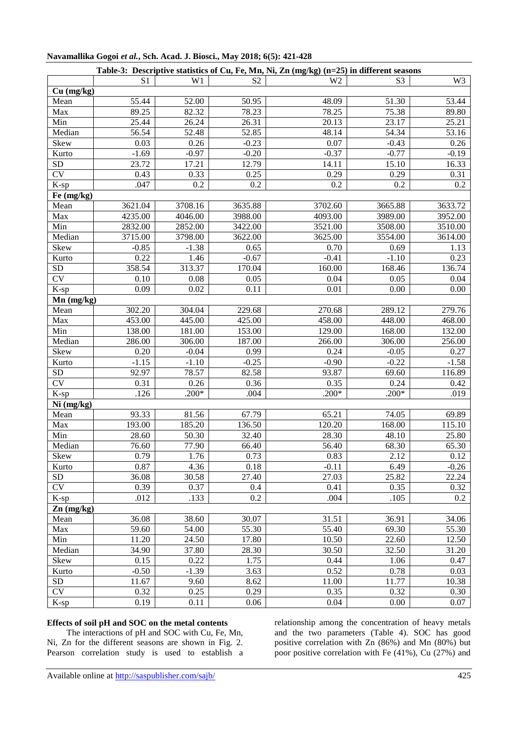**Table-3: Descriptive statistics of Cu, Fe, Mn, Ni, Zn (mg/kg) (n=25) in different seasons**

| | S1 | W1 | S2 | W2 | S3 | W3 |
|---|---|---|---|---|---|---|
| **Cu (mg/kg)** | | | | | | |
| Mean | 55.44 | 52.00 | 50.95 | 48.09 | 51.30 | 53.44 |
| Max | 89.25 | 82.32 | 78.23 | 78.25 | 75.38 | 89.80 |
| Min | 25.44 | 26.24 | 26.31 | 20.13 | 23.17 | 25.21 |
| Median | 56.54 | 52.48 | 52.85 | 48.14 | 54.34 | 53.16 |
| Skew | 0.03 | 0.26 | -0.23 | 0.07 | -0.43 | 0.26 |
| Kurto | -1.69 | -0.97 | -0.20 | -0.37 | -0.77 | -0.19 |
| SD | 23.72 | 17.21 | 12.79 | 14.11 | 15.10 | 16.33 |
| CV | 0.43 | 0.33 | 0.25 | 0.29 | 0.29 | 0.31 |
| K-sp | .047 | 0.2 | 0.2 | 0.2 | 0.2 | 0.2 |
| **Fe (mg/kg)** | | | | | | |
| Mean | 3621.04 | 3708.16 | 3635.88 | 3702.60 | 3665.88 | 3633.72 |
| Max | 4235.00 | 4046.00 | 3988.00 | 4093.00 | 3989.00 | 3952.00 |
| Min | 2832.00 | 2852.00 | 3422.00 | 3521.00 | 3508.00 | 3510.00 |
| Median | 3715.00 | 3798.00 | 3622.00 | 3625.00 | 3554.00 | 3614.00 |
| Skew | -0.85 | -1.38 | 0.65 | 0.70 | 0.69 | 1.13 |
| Kurto | 0.22 | 1.46 | -0.67 | -0.41 | -1.10 | 0.23 |
| SD | 358.54 | 313.37 | 170.04 | 160.00 | 168.46 | 136.74 |
| CV | 0.10 | 0.08 | 0.05 | 0.04 | 0.05 | 0.04 |
| K-sp | 0.09 | 0.02 | 0.11 | 0.01 | 0.00 | 0.00 |
| **Mn (mg/kg)** | | | | | | |
| Mean | 302.20 | 304.04 | 229.68 | 270.68 | 289.12 | 279.76 |
| Max | 453.00 | 445.00 | 425.00 | 458.00 | 448.00 | 468.00 |
| Min | 138.00 | 181.00 | 153.00 | 129.00 | 168.00 | 132.00 |
| Median | 286.00 | 306.00 | 187.00 | 266.00 | 306.00 | 256.00 |
| Skew | 0.20 | -0.04 | 0.99 | 0.24 | -0.05 | 0.27 |
| Kurto | -1.15 | -1.10 | -0.25 | -0.90 | -0.22 | -1.58 |
| SD | 92.97 | 78.57 | 82.58 | 93.87 | 69.60 | 116.89 |
| CV | 0.31 | 0.26 | 0.36 | 0.35 | 0.24 | 0.42 |
| K-sp | .126 | .200* | .004 | .200* | .200* | .019 |
| **Ni (mg/kg)** | | | | | | |
| Mean | 93.33 | 81.56 | 67.79 | 65.21 | 74.05 | 69.89 |
| Max | 193.00 | 185.20 | 136.50 | 120.20 | 168.00 | 115.10 |
| Min | 28.60 | 50.30 | 32.40 | 28.30 | 48.10 | 25.80 |
| Median | 76.60 | 77.90 | 66.40 | 56.40 | 68.30 | 65.30 |
| Skew | 0.79 | 1.76 | 0.73 | 0.83 | 2.12 | 0.12 |
| Kurto | 0.87 | 4.36 | 0.18 | -0.11 | 6.49 | -0.26 |
| SD | 36.08 | 30.58 | 27.40 | 27.03 | 25.82 | 22.24 |
| CV | 0.39 | 0.37 | 0.4 | 0.41 | 0.35 | 0.32 |
| K-sp | .012 | .133 | 0.2 | .004 | .105 | 0.2 |
| **Zn (mg/kg)** | | | | | | |
| Mean | 36.08 | 38.60 | 30.07 | 31.51 | 36.91 | 34.06 |
| Max | 59.60 | 54.00 | 55.30 | 55.40 | 69.30 | 55.30 |
| Min | 11.20 | 24.50 | 17.80 | 10.50 | 22.60 | 12.50 |
| Median | 34.90 | 37.80 | 28.30 | 30.50 | 32.50 | 31.20 |
| Skew | 0.15 | 0.22 | 1.75 | 0.44 | 1.06 | 0.47 |
| Kurto | -0.50 | -1.39 | 3.63 | 0.52 | 0.78 | 0.03 |
| SD | 11.67 | 9.60 | 8.62 | 11.00 | 11.77 | 10.38 |
| CV | 0.32 | 0.25 | 0.29 | 0.35 | 0.32 | 0.30 |
| K-sp | 0.19 | 0.11 | 0.06 | 0.04 | 0.00 | 0.07 |

**Effects of soil pH and SOC on the metal contents**

The interactions of pH and SOC with Cu, Fe, Mn, Ni, Zn for the different seasons are shown in Fig. 2. Pearson correlation study is used to establish a relationship among the concentration of heavy metals and the two parameters (Table 4). SOC has good positive correlation with Zn (86%) and Mn (80%) but poor positive correlation with Fe (41%), Cu (27%) and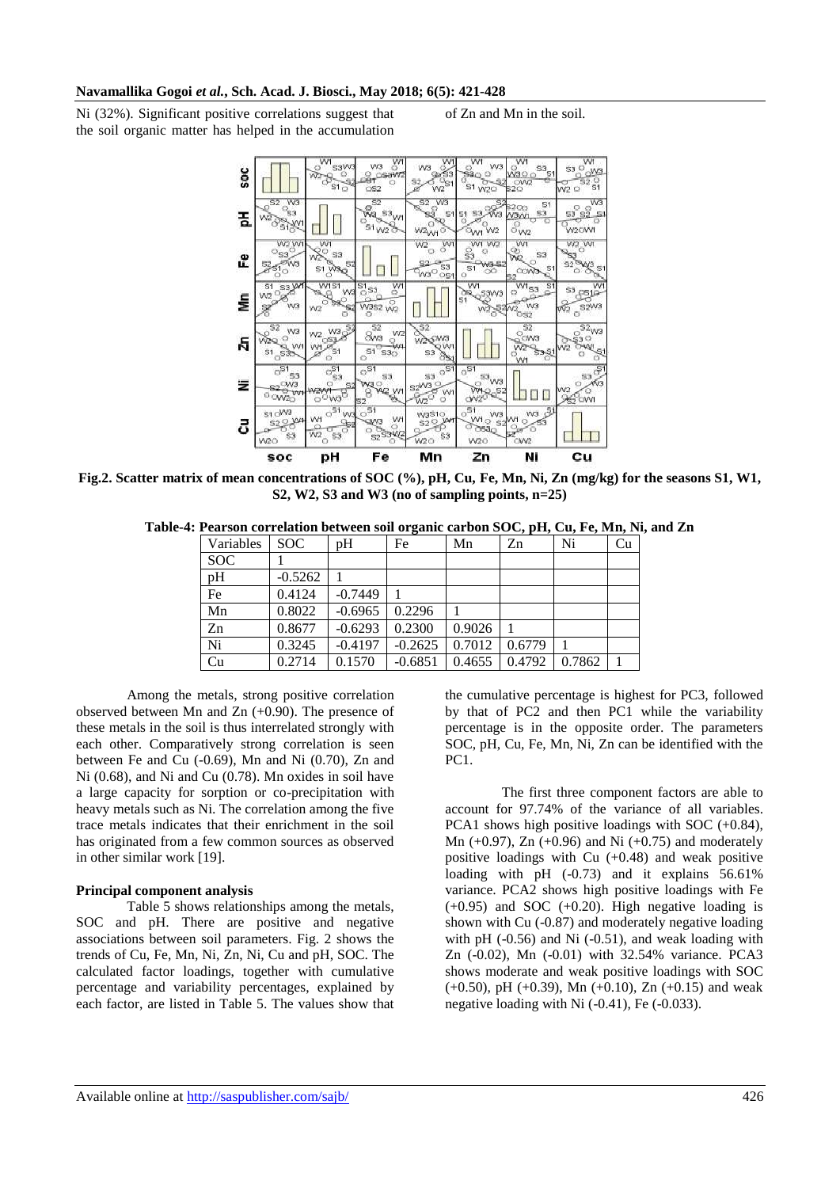Ni (32%). Significant positive correlations suggest that the soil organic matter has helped in the accumulation of Zn and Mn in the soil.

**Fig.2. Scatter matrix of mean concentrations of SOC (%), pH, Cu, Fe, Mn, Ni, Zn (mg/kg) for the seasons S1, W1, S2, W2, S3 and W3 (no of sampling points, n=25)**

**Table-4: Pearson correlation between soil organic carbon SOC, pH, Cu, Fe, Mn, Ni, and Zn**

| Variables | SOC | pH | Fe | Mn | Zn | Ni | Cu |
|---|---|---|---|---|---|---|---|
| SOC | 1 | | | | | | |
| pH | -0.5262 | 1 | | | | | |
| Fe | 0.4124 | -0.7449 | 1 | | | | |
| Mn | 0.8022 | -0.6965 | 0.2296 | 1 | | | |
| Zn | 0.8677 | -0.6293 | 0.2300 | 0.9026 | 1 | | |
| Ni | 0.3245 | -0.4197 | -0.2625 | 0.7012 | 0.6779 | 1 | |
| Cu | 0.2714 | 0.1570 | -0.6851 | 0.4655 | 0.4792 | 0.7862 | 1 |

Among the metals, strong positive correlation observed between Mn and Zn (+0.90). The presence of these metals in the soil is thus interrelated strongly with each other. Comparatively strong correlation is seen between Fe and Cu (-0.69), Mn and Ni (0.70), Zn and Ni (0.68), and Ni and Cu (0.78). Mn oxides in soil have a large capacity for sorption or co-precipitation with heavy metals such as Ni. The correlation among the five trace metals indicates that their enrichment in the soil has originated from a few common sources as observed in other similar work [19].

### Principal component analysis

Table 5 shows relationships among the metals, SOC and pH. There are positive and negative associations between soil parameters. Fig. 2 shows the trends of Cu, Fe, Mn, Ni, Zn, Ni, Cu and pH, SOC. The calculated factor loadings, together with cumulative percentage and variability percentages, explained by each factor, are listed in Table 5. The values show that the cumulative percentage is highest for PC3, followed by that of PC2 and then PC1 while the variability percentage is in the opposite order. The parameters SOC, pH, Cu, Fe, Mn, Ni, Zn can be identified with the PC1.

The first three component factors are able to account for 97.74% of the variance of all variables. PCA1 shows high positive loadings with SOC (+0.84), Mn (+0.97), Zn (+0.96) and Ni (+0.75) and moderately positive loadings with Cu (+0.48) and weak positive loading with pH (-0.73) and it explains 56.61% variance. PCA2 shows high positive loadings with Fe (+0.95) and SOC (+0.20). High negative loading is shown with Cu (-0.87) and moderately negative loading with pH (-0.56) and Ni (-0.51), and weak loading with Zn (-0.02), Mn (-0.01) with 32.54% variance. PCA3 shows moderate and weak positive loadings with SOC (+0.50), pH (+0.39), Mn (+0.10), Zn (+0.15) and weak negative loading with Ni (-0.41), Fe (-0.033).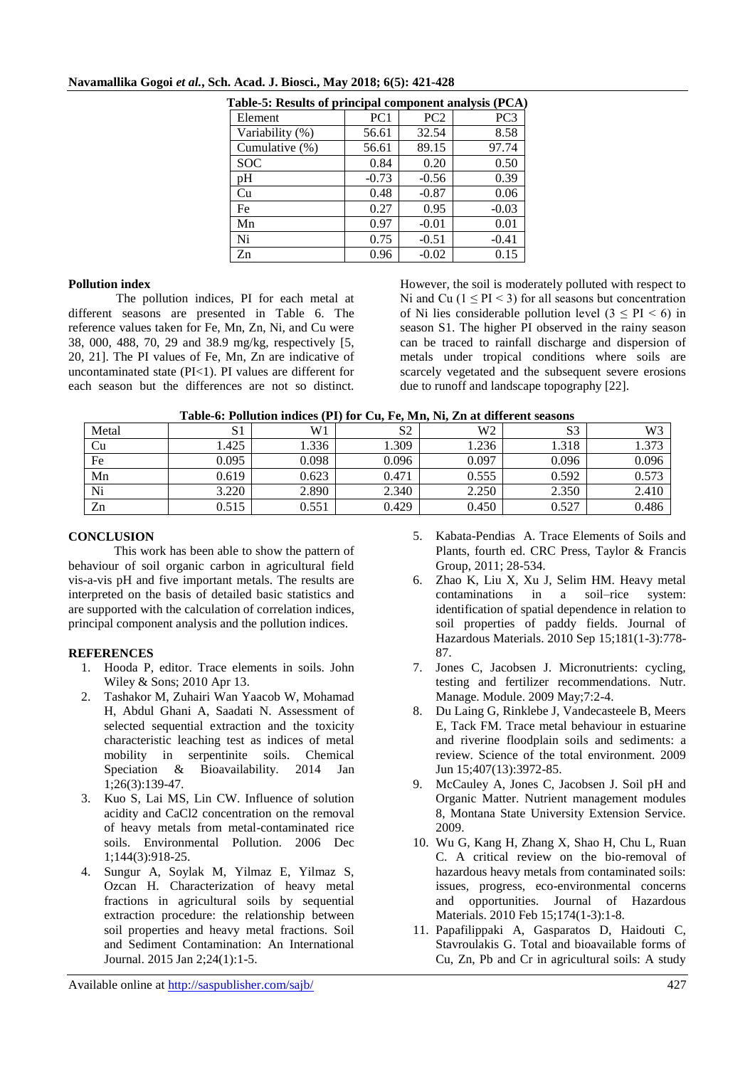**Table-5: Results of principal component analysis (PCA)**

| Element | PC1 | PC2 | PC3 |
|---|---|---|---|
| Variability (%) | 56.61 | 32.54 | 8.58 |
| Cumulative (%) | 56.61 | 89.15 | 97.74 |
| SOC | 0.84 | 0.20 | 0.50 |
| pH | -0.73 | -0.56 | 0.39 |
| Cu | 0.48 | -0.87 | 0.06 |
| Fe | 0.27 | 0.95 | -0.03 |
| Mn | 0.97 | -0.01 | 0.01 |
| Ni | 0.75 | -0.51 | -0.41 |
| Zn | 0.96 | -0.02 | 0.15 |

### Pollution index

The pollution indices, PI for each metal at different seasons are presented in Table 6. The reference values taken for Fe, Mn, Zn, Ni, and Cu were 38, 000, 488, 70, 29 and 38.9 mg/kg, respectively [5, 20, 21]. The PI values of Fe, Mn, Zn are indicative of uncontaminated state (PI<1). PI values are different for each season but the differences are not so distinct. However, the soil is moderately polluted with respect to Ni and Cu ($1 \leq PI < 3$) for all seasons but concentration of Ni lies considerable pollution level ($3 \leq PI < 6$) in season S1. The higher PI observed in the rainy season can be traced to rainfall discharge and dispersion of metals under tropical conditions where soils are scarcely vegetated and the subsequent severe erosions due to runoff and landscape topography [22].

**Table-6: Pollution indices (PI) for Cu, Fe, Mn, Ni, Zn at different seasons**

| Metal | S1 | W1 | S2 | W2 | S3 | W3 |
|---|---|---|---|---|---|---|
| Cu | 1.425 | 1.336 | 1.309 | 1.236 | 1.318 | 1.373 |
| Fe | 0.095 | 0.098 | 0.096 | 0.097 | 0.096 | 0.096 |
| Mn | 0.619 | 0.623 | 0.471 | 0.555 | 0.592 | 0.573 |
| Ni | 3.220 | 2.890 | 2.340 | 2.250 | 2.350 | 2.410 |
| Zn | 0.515 | 0.551 | 0.429 | 0.450 | 0.527 | 0.486 |

## CONCLUSION

This work has been able to show the pattern of behaviour of soil organic carbon in agricultural field vis-a-vis pH and five important metals. The results are interpreted on the basis of detailed basic statistics and are supported with the calculation of correlation indices, principal component analysis and the pollution indices.

## REFERENCES

1. Hooda P, editor. Trace elements in soils. John Wiley & Sons; 2010 Apr 13.
2. Tashakor M, Zuhairi Wan Yaacob W, Mohamad H, Abdul Ghani A, Saadati N. Assessment of selected sequential extraction and the toxicity characteristic leaching test as indices of metal mobility in serpentinite soils. Chemical Speciation & Bioavailability. 2014 Jan 1;26(3):139-47.
3. Kuo S, Lai MS, Lin CW. Influence of solution acidity and CaCl2 concentration on the removal of heavy metals from metal-contaminated rice soils. Environmental Pollution. 2006 Dec 1;144(3):918-25.
4. Sungur A, Soylak M, Yilmaz E, Yilmaz S, Ozcan H. Characterization of heavy metal fractions in agricultural soils by sequential extraction procedure: the relationship between soil properties and heavy metal fractions. Soil and Sediment Contamination: An International Journal. 2015 Jan 2;24(1):1-5.
5. Kabata-Pendias A. Trace Elements of Soils and Plants, fourth ed. CRC Press, Taylor & Francis Group, 2011; 28-534.
6. Zhao K, Liu X, Xu J, Selim HM. Heavy metal contaminations in a soil–rice system: identification of spatial dependence in relation to soil properties of paddy fields. Journal of Hazardous Materials. 2010 Sep 15;181(1-3):778-87.
7. Jones C, Jacobsen J. Micronutrients: cycling, testing and fertilizer recommendations. Nutr. Manage. Module. 2009 May;7:2-4.
8. Du Laing G, Rinklebe J, Vandecasteele B, Meers E, Tack FM. Trace metal behaviour in estuarine and riverine floodplain soils and sediments: a review. Science of the total environment. 2009 Jun 15;407(13):3972-85.
9. McCauley A, Jones C, Jacobsen J. Soil pH and Organic Matter. Nutrient management modules 8, Montana State University Extension Service. 2009.
10. Wu G, Kang H, Zhang X, Shao H, Chu L, Ruan C. A critical review on the bio-removal of hazardous heavy metals from contaminated soils: issues, progress, eco-environmental concerns and opportunities. Journal of Hazardous Materials. 2010 Feb 15;174(1-3):1-8.
11. Papafilippaki A, Gasparatos D, Haidouti C, Stavroulakis G. Total and bioavailable forms of Cu, Zn, Pb and Cr in agricultural soils: A study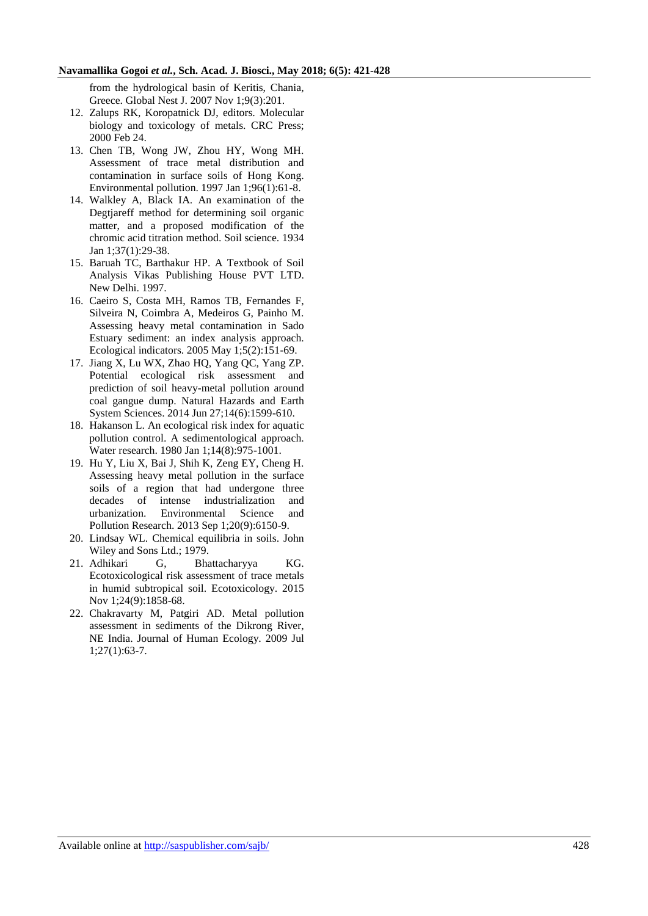from the hydrological basin of Keritis, Chania, Greece. Global Nest J. 2007 Nov 1;9(3):201.

12. Zalups RK, Koropatnick DJ, editors. Molecular biology and toxicology of metals. CRC Press; 2000 Feb 24.
13. Chen TB, Wong JW, Zhou HY, Wong MH. Assessment of trace metal distribution and contamination in surface soils of Hong Kong. Environmental pollution. 1997 Jan 1;96(1):61-8.
14. Walkley A, Black IA. An examination of the Degtjareff method for determining soil organic matter, and a proposed modification of the chromic acid titration method. Soil science. 1934 Jan 1;37(1):29-38.
15. Baruah TC, Barthakur HP. A Textbook of Soil Analysis Vikas Publishing House PVT LTD. New Delhi. 1997.
16. Caeiro S, Costa MH, Ramos TB, Fernandes F, Silveira N, Coimbra A, Medeiros G, Painho M. Assessing heavy metal contamination in Sado Estuary sediment: an index analysis approach. Ecological indicators. 2005 May 1;5(2):151-69.
17. Jiang X, Lu WX, Zhao HQ, Yang QC, Yang ZP. Potential ecological risk assessment and prediction of soil heavy-metal pollution around coal gangue dump. Natural Hazards and Earth System Sciences. 2014 Jun 27;14(6):1599-610.
18. Hakanson L. An ecological risk index for aquatic pollution control. A sedimentological approach. Water research. 1980 Jan 1;14(8):975-1001.
19. Hu Y, Liu X, Bai J, Shih K, Zeng EY, Cheng H. Assessing heavy metal pollution in the surface soils of a region that had undergone three decades of intense industrialization and urbanization. Environmental Science and Pollution Research. 2013 Sep 1;20(9):6150-9.
20. Lindsay WL. Chemical equilibria in soils. John Wiley and Sons Ltd.; 1979.
21. Adhikari G, Bhattacharyya KG. Ecotoxicological risk assessment of trace metals in humid subtropical soil. Ecotoxicology. 2015 Nov 1;24(9):1858-68.
22. Chakravarty M, Patgiri AD. Metal pollution assessment in sediments of the Dikrong River, NE India. Journal of Human Ecology. 2009 Jul 1;27(1):63-7.